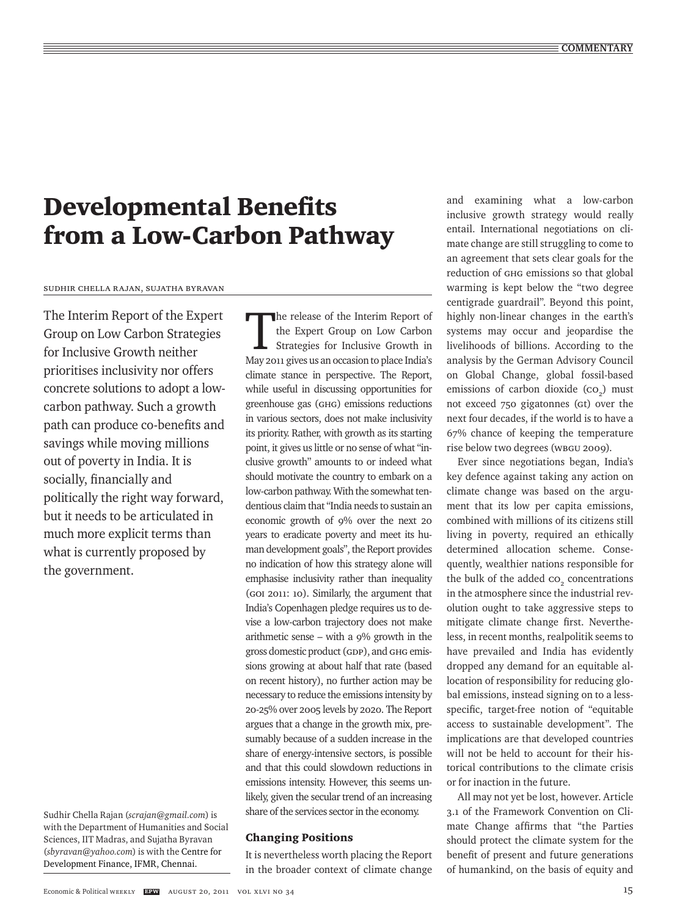# Developmental Benefits from a Low-Carbon Pathway

SUDHIR CHELLA RAJAN, SUJATHA BYRAVAN

The Interim Report of the Expert Group on Low Carbon Strategies for Inclusive Growth neither prioritises inclusivity nor offers concrete solutions to adopt a low-carbon pathway. Such a growth path can produce co-benefits and savings while moving millions out of poverty in India. It is socially, financially and politically the right way forward, but it needs to be articulated in much more explicit terms than what is currently proposed by the government.

Sudhir Chella Rajan (*scrajan@gmail.com*) is with the Department of Humanities and Social Sciences, IIT Madras, and Sujatha Byravan (*sbyravan@yahoo.com*) is with the Centre for Development Finance, IFMR, Chennai.

The release of the Interim Report of the Expert Group on Low Carbon Strategies for Inclusive Growth in May 2011 gives us an occasion to place India's climate stance in perspective. The Report, while useful in discussing opportunities for greenhouse gas (GHG) emissions reductions in various sectors, does not make inclusivity its priority. Rather, with growth as its starting point, it gives us little or no sense of what "inclusive growth" amounts to or indeed what should motivate the country to embark on a low-carbon pathway. With the somewhat tendentious claim that "India needs to sustain an economic growth of 9% over the next 20 years to eradicate poverty and meet its human development goals", the Report provides no indication of how this strategy alone will emphasise inclusivity rather than inequality (GOI 2011: 10). Similarly, the argument that India's Copenhagen pledge requires us to devise a low-carbon trajectory does not make arithmetic sense – with a 9% growth in the gross domestic product (GDP), and GHG emissions growing at about half that rate (based on recent history), no further action may be necessary to reduce the emissions intensity by 20-25% over 2005 levels by 2020. The Report argues that a change in the growth mix, presumably because of a sudden increase in the share of energy-intensive sectors, is possible and that this could slowdown reductions in emissions intensity. However, this seems unlikely, given the secular trend of an increasing share of the services sector in the economy.

## Changing Positions

It is nevertheless worth placing the Report in the broader context of climate change and examining what a low-carbon inclusive growth strategy would really entail. International negotiations on climate change are still struggling to come to an agreement that sets clear goals for the reduction of GHG emissions so that global warming is kept below the "two degree centigrade guardrail". Beyond this point, highly non-linear changes in the earth's systems may occur and jeopardise the livelihoods of billions. According to the analysis by the German Advisory Council on Global Change, global fossil-based emissions of carbon dioxide ($CO_2$) must not exceed 750 gigatonnes (GT) over the next four decades, if the world is to have a 67% chance of keeping the temperature rise below two degrees (WBGU 2009).

Ever since negotiations began, India's key defence against taking any action on climate change was based on the argument that its low per capita emissions, combined with millions of its citizens still living in poverty, required an ethically determined allocation scheme. Consequently, wealthier nations responsible for the bulk of the added $CO_2$ concentrations in the atmosphere since the industrial revolution ought to take aggressive steps to mitigate climate change first. Nevertheless, in recent months, realpolitik seems to have prevailed and India has evidently dropped any demand for an equitable allocation of responsibility for reducing global emissions, instead signing on to a less-specific, target-free notion of "equitable access to sustainable development". The implications are that developed countries will not be held to account for their historical contributions to the climate crisis or for inaction in the future.

All may not yet be lost, however. Article 3.1 of the Framework Convention on Climate Change affirms that "the Parties should protect the climate system for the benefit of present and future generations of humankind, on the basis of equity and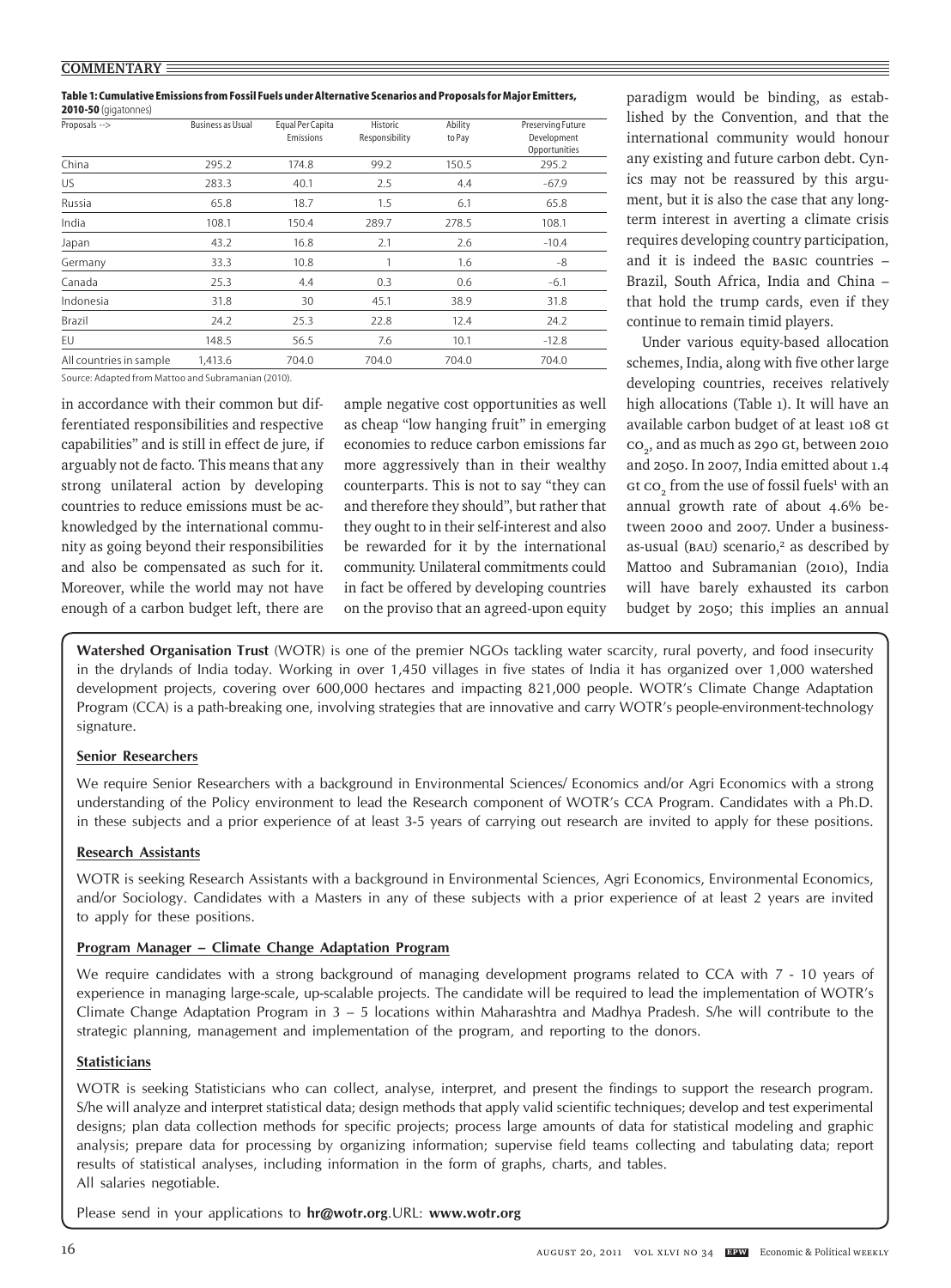**Table 1: Cumulative Emissions from Fossil Fuels under Alternative Scenarios and Proposals for Major Emitters, 2010-50** (gigatonnes)

| Proposals --> | Business as Usual | Equal Per Capita Emissions | Historic Responsibility | Ability to Pay | Preserving Future Development Opportunities |
|---|---|---|---|---|---|
| China | 295.2 | 174.8 | 99.2 | 150.5 | 295.2 |
| US | 283.3 | 40.1 | 2.5 | 4.4 | -67.9 |
| Russia | 65.8 | 18.7 | 1.5 | 6.1 | 65.8 |
| India | 108.1 | 150.4 | 289.7 | 278.5 | 108.1 |
| Japan | 43.2 | 16.8 | 2.1 | 2.6 | -10.4 |
| Germany | 33.3 | 10.8 | 1 | 1.6 | -8 |
| Canada | 25.3 | 4.4 | 0.3 | 0.6 | -6.1 |
| Indonesia | 31.8 | 30 | 45.1 | 38.9 | 31.8 |
| Brazil | 24.2 | 25.3 | 22.8 | 12.4 | 24.2 |
| EU | 148.5 | 56.5 | 7.6 | 10.1 | -12.8 |
| All countries in sample | 1,413.6 | 704.0 | 704.0 | 704.0 | 704.0 |

Source: Adapted from Mattoo and Subramanian (2010).

in accordance with their common but differentiated responsibilities and respective capabilities" and is still in effect de jure, if arguably not de facto. This means that any strong unilateral action by developing countries to reduce emissions must be acknowledged by the international community as going beyond their responsibilities and also be compensated as such for it. Moreover, while the world may not have enough of a carbon budget left, there are ample negative cost opportunities as well as cheap "low hanging fruit" in emerging economies to reduce carbon emissions far more aggressively than in their wealthy counterparts. This is not to say "they can and therefore they should", but rather that they ought to in their self-interest and also be rewarded for it by the international community. Unilateral commitments could in fact be offered by developing countries on the proviso that an agreed-upon equity paradigm would be binding, as established by the Convention, and that the international community would honour any existing and future carbon debt. Cynics may not be reassured by this argument, but it is also the case that any long-term interest in averting a climate crisis requires developing country participation, and it is indeed the BASIC countries – Brazil, South Africa, India and China – that hold the trump cards, even if they continue to remain timid players.

Under various equity-based allocation schemes, India, along with five other large developing countries, receives relatively high allocations (Table 1). It will have an available carbon budget of at least 108 Gt $CO_2$, and as much as 290 Gt, between 2010 and 2050. In 2007, India emitted about 1.4 Gt $CO_2$ from the use of fossil fuels[1] with an annual growth rate of about 4.6% between 2000 and 2007. Under a business-as-usual (BAU) scenario,[2] as described by Mattoo and Subramanian (2010), India will have barely exhausted its carbon budget by 2050; this implies an annual

---

**Watershed Organisation Trust** (WOTR) is one of the premier NGOs tackling water scarcity, rural poverty, and food insecurity in the drylands of India today. Working in over 1,450 villages in five states of India it has organized over 1,000 watershed development projects, covering over 600,000 hectares and impacting 821,000 people. WOTR's Climate Change Adaptation Program (CCA) is a path-breaking one, involving strategies that are innovative and carry WOTR's people-environment-technology signature.

**Senior Researchers**

We require Senior Researchers with a background in Environmental Sciences/ Economics and/or Agri Economics with a strong understanding of the Policy environment to lead the Research component of WOTR's CCA Program. Candidates with a Ph.D. in these subjects and a prior experience of at least 3-5 years of carrying out research are invited to apply for these positions.

**Research Assistants**

WOTR is seeking Research Assistants with a background in Environmental Sciences, Agri Economics, Environmental Economics, and/or Sociology. Candidates with a Masters in any of these subjects with a prior experience of at least 2 years are invited to apply for these positions.

**Program Manager – Climate Change Adaptation Program**

We require candidates with a strong background of managing development programs related to CCA with 7 - 10 years of experience in managing large-scale, up-scalable projects. The candidate will be required to lead the implementation of WOTR's Climate Change Adaptation Program in 3 – 5 locations within Maharashtra and Madhya Pradesh. S/he will contribute to the strategic planning, management and implementation of the program, and reporting to the donors.

**Statisticians**

WOTR is seeking Statisticians who can collect, analyse, interpret, and present the findings to support the research program. S/he will analyze and interpret statistical data; design methods that apply valid scientific techniques; develop and test experimental designs; plan data collection methods for specific projects; process large amounts of data for statistical modeling and graphic analysis; prepare data for processing by organizing information; supervise field teams collecting and tabulating data; report results of statistical analyses, including information in the form of graphs, charts, and tables.
All salaries negotiable.

Please send in your applications to **hr@wotr.org**.URL: **www.wotr.org**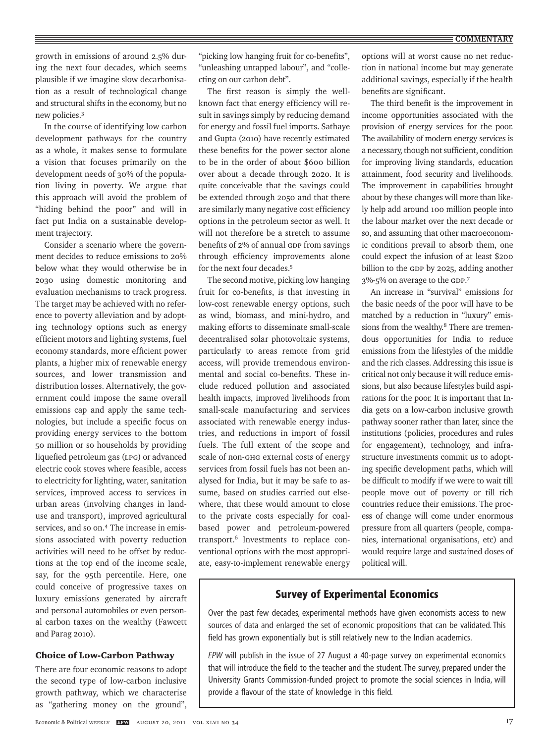growth in emissions of around 2.5% during the next four decades, which seems plausible if we imagine slow decarbonisation as a result of technological change and structural shifts in the economy, but no new policies.[3]

In the course of identifying low carbon development pathways for the country as a whole, it makes sense to formulate a vision that focuses primarily on the development needs of 30% of the population living in poverty. We argue that this approach will avoid the problem of "hiding behind the poor" and will in fact put India on a sustainable development trajectory.

Consider a scenario where the government decides to reduce emissions to 20% below what they would otherwise be in 2030 using domestic monitoring and evaluation mechanisms to track progress. The target may be achieved with no reference to poverty alleviation and by adopting technology options such as energy efficient motors and lighting systems, fuel economy standards, more efficient power plants, a higher mix of renewable energy sources, and lower transmission and distribution losses. Alternatively, the government could impose the same overall emissions cap and apply the same technologies, but include a specific focus on providing energy services to the bottom 50 million or so households by providing liquefied petroleum gas (LPG) or advanced electric cook stoves where feasible, access to electricity for lighting, water, sanitation services, improved access to services in urban areas (involving changes in land-use and transport), improved agricultural services, and so on.[4] The increase in emissions associated with poverty reduction activities will need to be offset by reductions at the top end of the income scale, say, for the 95th percentile. Here, one could conceive of progressive taxes on luxury emissions generated by aircraft and personal automobiles or even personal carbon taxes on the wealthy (Fawcett and Parag 2010).

### Choice of Low-Carbon Pathway

There are four economic reasons to adopt the second type of low-carbon inclusive growth pathway, which we characterise as "gathering money on the ground", "picking low hanging fruit for co-benefits", "unleashing untapped labour", and "collecting on our carbon debt".

The first reason is simply the well-known fact that energy efficiency will result in savings simply by reducing demand for energy and fossil fuel imports. Sathaye and Gupta (2010) have recently estimated these benefits for the power sector alone to be in the order of about \$600 billion over about a decade through 2020. It is quite conceivable that the savings could be extended through 2050 and that there are similarly many negative cost efficiency options in the petroleum sector as well. It will not therefore be a stretch to assume benefits of 2% of annual GDP from savings through efficiency improvements alone for the next four decades.[5]

The second motive, picking low hanging fruit for co-benefits, is that investing in low-cost renewable energy options, such as wind, biomass, and mini-hydro, and making efforts to disseminate small-scale decentralised solar photovoltaic systems, particularly to areas remote from grid access, will provide tremendous environmental and social co-benefits. These include reduced pollution and associated health impacts, improved livelihoods from small-scale manufacturing and services associated with renewable energy industries, and reductions in import of fossil fuels. The full extent of the scope and scale of non-GHG external costs of energy services from fossil fuels has not been analysed for India, but it may be safe to assume, based on studies carried out elsewhere, that these would amount to close to the private costs especially for coal-based power and petroleum-powered transport.[6] Investments to replace conventional options with the most appropriate, easy-to-implement renewable energy options will at worst cause no net reduction in national income but may generate additional savings, especially if the health benefits are significant.

The third benefit is the improvement in income opportunities associated with the provision of energy services for the poor. The availability of modern energy services is a necessary, though not sufficient, condition for improving living standards, education attainment, food security and livelihoods. The improvement in capabilities brought about by these changes will more than likely help add around 100 million people into the labour market over the next decade or so, and assuming that other macroeconomic conditions prevail to absorb them, one could expect the infusion of at least \$200 billion to the GDP by 2025, adding another 3%-5% on average to the GDP.[7]

An increase in "survival" emissions for the basic needs of the poor will have to be matched by a reduction in "luxury" emissions from the wealthy.[8] There are tremendous opportunities for India to reduce emissions from the lifestyles of the middle and the rich classes. Addressing this issue is critical not only because it will reduce emissions, but also because lifestyles build aspirations for the poor. It is important that India gets on a low-carbon inclusive growth pathway sooner rather than later, since the institutions (policies, procedures and rules for engagement), technology, and infrastructure investments commit us to adopting specific development paths, which will be difficult to modify if we were to wait till people move out of poverty or till rich countries reduce their emissions. The process of change will come under enormous pressure from all quarters (people, companies, international organisations, etc) and would require large and sustained doses of political will.

## Survey of Experimental Economics

Over the past few decades, experimental methods have given economists access to new sources of data and enlarged the set of economic propositions that can be validated. This field has grown exponentially but is still relatively new to the Indian academics.

*EPW* will publish in the issue of 27 August a 40-page survey on experimental economics that will introduce the field to the teacher and the student. The survey, prepared under the University Grants Commission-funded project to promote the social sciences in India, will provide a flavour of the state of knowledge in this field.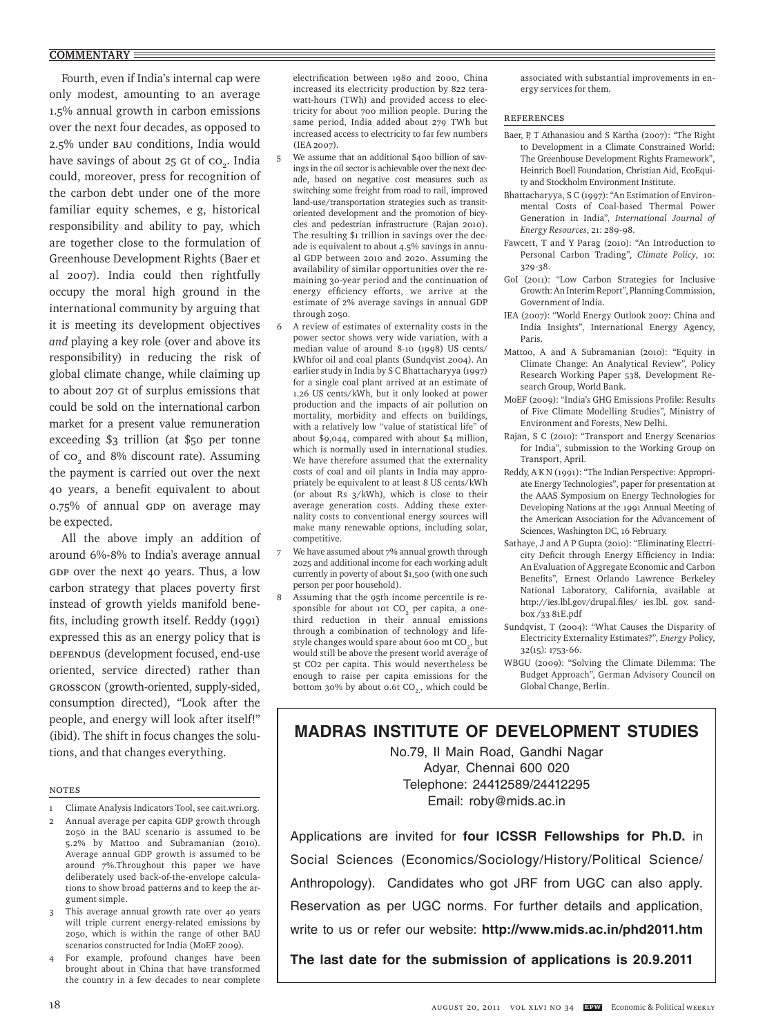Fourth, even if India's internal cap were only modest, amounting to an average 1.5% annual growth in carbon emissions over the next four decades, as opposed to 2.5% under BAU conditions, India would have savings of about 25 Gt of $CO_2$. India could, moreover, press for recognition of the carbon debt under one of the more familiar equity schemes, e g, historical responsibility and ability to pay, which are together close to the formulation of Greenhouse Development Rights (Baer et al 2007). India could then rightfully occupy the moral high ground in the international community by arguing that it is meeting its development objectives *and* playing a key role (over and above its responsibility) in reducing the risk of global climate change, while claiming up to about 207 Gt of surplus emissions that could be sold on the international carbon market for a present value remuneration exceeding $3 trillion (at $50 per tonne of $CO_2$ and 8% discount rate). Assuming the payment is carried out over the next 40 years, a benefit equivalent to about 0.75% of annual GDP on average may be expected.

All the above imply an addition of around 6%-8% to India's average annual GDP over the next 40 years. Thus, a low carbon strategy that places poverty first instead of growth yields manifold benefits, including growth itself. Reddy (1991) expressed this as an energy policy that is DEFENDUS (development focused, end-use oriented, service directed) rather than GROSSCON (growth-oriented, supply-sided, consumption directed), "Look after the people, and energy will look after itself!" (ibid). The shift in focus changes the solutions, and that changes everything.

### NOTES

1. Climate Analysis Indicators Tool, see cait.wri.org.
2. Annual average per capita GDP growth through 2050 in the BAU scenario is assumed to be 5.2% by Mattoo and Subramanian (2010). Average annual GDP growth is assumed to be around 7%.Throughout this paper we have deliberately used back-of-the-envelope calculations to show broad patterns and to keep the argument simple.
3. This average annual growth rate over 40 years will triple current energy-related emissions by 2050, which is within the range of other BAU scenarios constructed for India (MoEF 2009).
4. For example, profound changes have been brought about in China that have transformed the country in a few decades to near complete electrification between 1980 and 2000, China increased its electricity production by 822 terawatt-hours (TWh) and provided access to electricity for about 700 million people. During the same period, India added about 279 TWh but increased access to electricity to far few numbers (IEA 2007).
5. We assume that an additional $400 billion of savings in the oil sector is achievable over the next decade, based on negative cost measures such as switching some freight from road to rail, improved land-use/transportation strategies such as transit-oriented development and the promotion of bicycles and pedestrian infrastructure (Rajan 2010). The resulting $1 trillion in savings over the decade is equivalent to about 4.5% savings in annual GDP between 2010 and 2020. Assuming the availability of similar opportunities over the remaining 30-year period and the continuation of energy efficiency efforts, we arrive at the estimate of 2% average savings in annual GDP through 2050.
6. A review of estimates of externality costs in the power sector shows very wide variation, with a median value of around 8-10 (1998) US cents/kWhfor oil and coal plants (Sundqvist 2004). An earlier study in India by S C Bhattacharyya (1997) for a single coal plant arrived at an estimate of 1.26 US cents/kWh, but it only looked at power production and the impacts of air pollution on mortality, morbidity and effects on buildings, with a relatively low "value of statistical life" of about $9,044, compared with about $4 million, which is normally used in international studies. We have therefore assumed that the externality costs of coal and oil plants in India may appropriately be equivalent to at least 8 US cents/kWh (or about Rs 3/kWh), which is close to their average generation costs. Adding these externality costs to conventional energy sources will make many renewable options, including solar, competitive.
7. We have assumed about 7% annual growth through 2025 and additional income for each working adult currently in poverty of about $1,500 (with one such person per poor household).
8. Assuming that the 95th income percentile is responsible for about 10t $CO_2$ per capita, a one-third reduction in their annual emissions through a combination of technology and lifestyle changes would spare about 600 mt $CO_2$, but would still be above the present world average of 5t CO2 per capita. This would nevertheless be enough to raise per capita emissions for the bottom 30% by about 0.6t $CO_2$, which could be associated with substantial improvements in energy services for them.

### REFERENCES

Baer, P, T Athanasiou and S Kartha (2007): "The Right to Development in a Climate Constrained World: The Greenhouse Development Rights Framework", Heinrich Boell Foundation, Christian Aid, EcoEquity and Stockholm Environment Institute.

Bhattacharyya, S C (1997): "An Estimation of Environmental Costs of Coal-based Thermal Power Generation in India", *International Journal of Energy Resources*, 21: 289-98.

Fawcett, T and Y Parag (2010): "An Introduction to Personal Carbon Trading", *Climate Policy*, 10: 329-38.

GoI (2011): "Low Carbon Strategies for Inclusive Growth: An Interim Report", Planning Commission, Government of India.

IEA (2007): "World Energy Outlook 2007: China and India Insights", International Energy Agency, Paris.

Mattoo, A and A Subramanian (2010): "Equity in Climate Change: An Analytical Review", Policy Research Working Paper 538, Development Research Group, World Bank.

MoEF (2009): "India's GHG Emissions Profile: Results of Five Climate Modelling Studies", Ministry of Environment and Forests, New Delhi.

Rajan, S C (2010): "Transport and Energy Scenarios for India", submission to the Working Group on Transport, April.

Reddy, A K N (1991): "The Indian Perspective: Appropriate Energy Technologies", paper for presentation at the AAAS Symposium on Energy Technologies for Developing Nations at the 1991 Annual Meeting of the American Association for the Advancement of Sciences, Washington DC, 16 February.

Sathaye, J and A P Gupta (2010): "Eliminating Electricity Deficit through Energy Efficiency in India: An Evaluation of Aggregate Economic and Carbon Benefits", Ernest Orlando Lawrence Berkeley National Laboratory, California, available at http://ies.lbl.gov/drupal.files/ ies.lbl. gov. sandbox /33 81E.pdf

Sundqvist, T (2004): "What Causes the Disparity of Electricity Externality Estimates?", *Energy* Policy, 32(15): 1753-66.

WBGU (2009): "Solving the Climate Dilemma: The Budget Approach", German Advisory Council on Global Change, Berlin.

## MADRAS INSTITUTE OF DEVELOPMENT STUDIES

No.79, II Main Road, Gandhi Nagar
Adyar, Chennai 600 020
Telephone: 24412589/24412295
Email: roby@mids.ac.in

Applications are invited for **four ICSSR Fellowships for Ph.D.** in Social Sciences (Economics/Sociology/History/Political Science/Anthropology). Candidates who got JRF from UGC can also apply. Reservation as per UGC norms. For further details and application, write to us or refer our website: **http://www.mids.ac.in/phd2011.htm**

**The last date for the submission of applications is 20.9.2011**